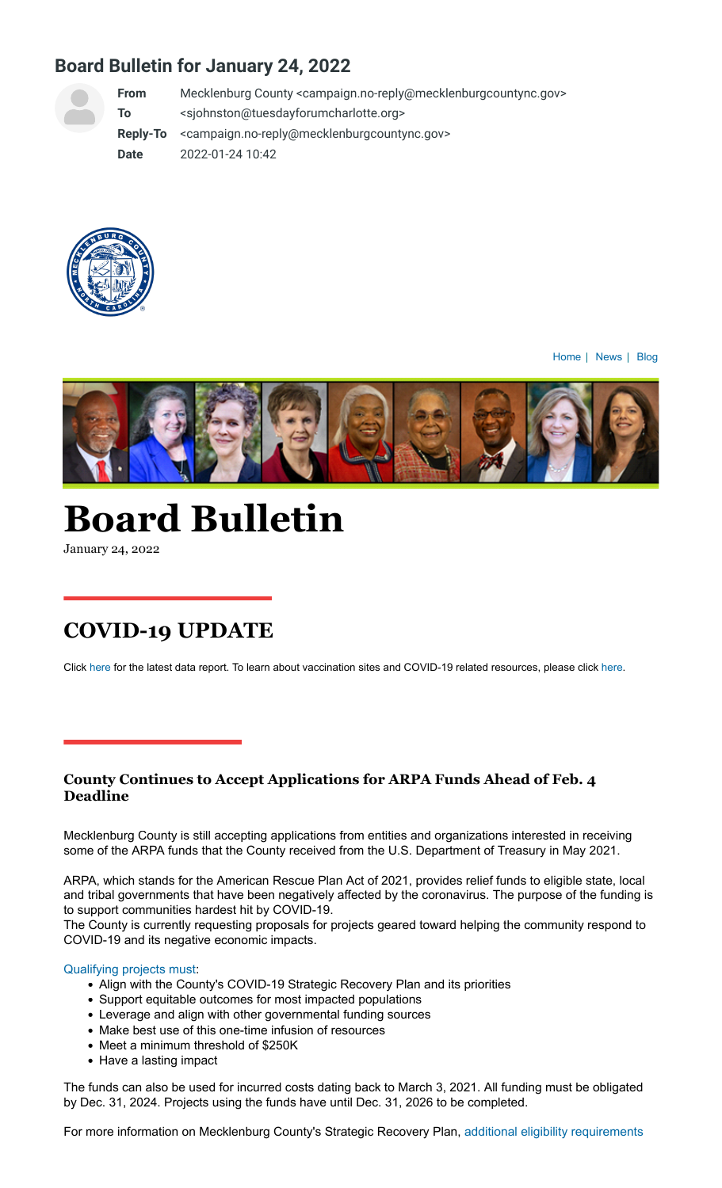# Board Bulletin for January 24, 2022

| | |
|---|---|
| **From** | Mecklenburg County <campaign.no-reply@mecklenburgcountync.gov> |
| **To** | <sjohnston@tuesdayforumcharlotte.org> |
| **Reply-To** | <campaign.no-reply@mecklenburgcountync.gov> |
| **Date** | 2022-01-24 10:42 |

Home | News | Blog

# Board Bulletin

January 24, 2022

## COVID-19 UPDATE

Click here for the latest data report. To learn about vaccination sites and COVID-19 related resources, please click here.

### County Continues to Accept Applications for ARPA Funds Ahead of Feb. 4 Deadline

Mecklenburg County is still accepting applications from entities and organizations interested in receiving some of the ARPA funds that the County received from the U.S. Department of Treasury in May 2021.

ARPA, which stands for the American Rescue Plan Act of 2021, provides relief funds to eligible state, local and tribal governments that have been negatively affected by the coronavirus. The purpose of the funding is to support communities hardest hit by COVID-19.
The County is currently requesting proposals for projects geared toward helping the community respond to COVID-19 and its negative economic impacts.

Qualifying projects must:

- Align with the County's COVID-19 Strategic Recovery Plan and its priorities
- Support equitable outcomes for most impacted populations
- Leverage and align with other governmental funding sources
- Make best use of this one-time infusion of resources
- Meet a minimum threshold of $250K
- Have a lasting impact

The funds can also be used for incurred costs dating back to March 3, 2021. All funding must be obligated by Dec. 31, 2024. Projects using the funds have until Dec. 31, 2026 to be completed.

For more information on Mecklenburg County's Strategic Recovery Plan, additional eligibility requirements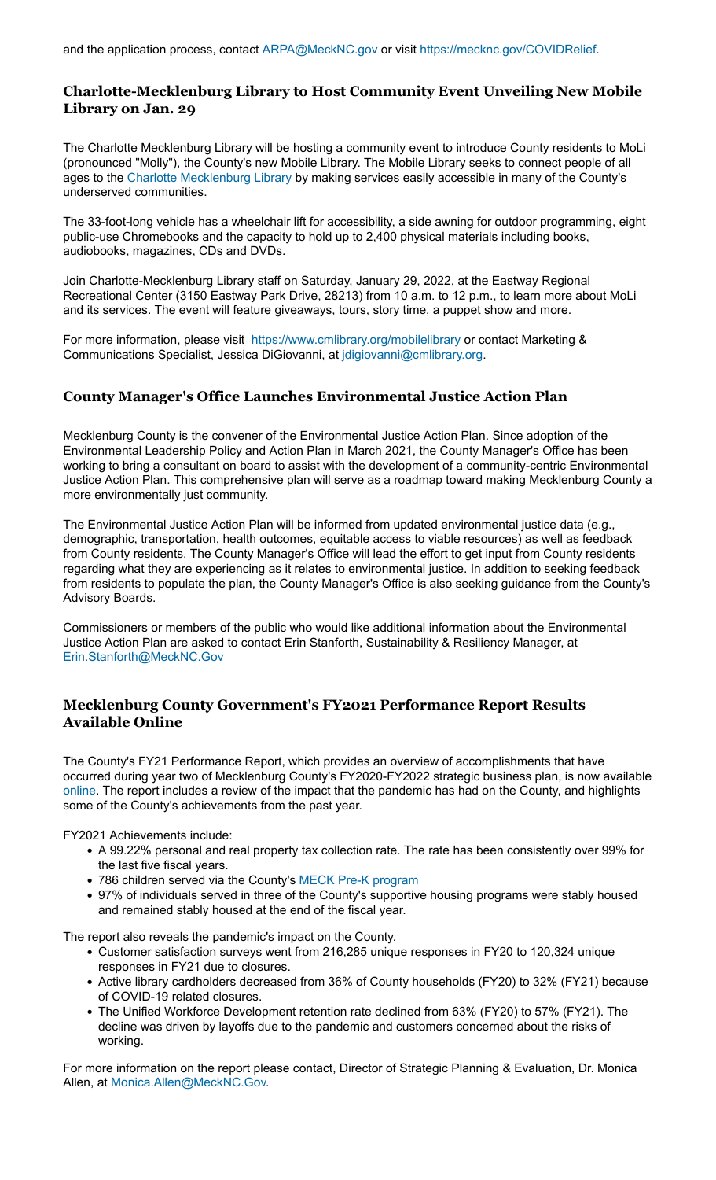and the application process, contact ARPA@MeckNC.gov or visit https://mecknc.gov/COVIDRelief.

## Charlotte-Mecklenburg Library to Host Community Event Unveiling New Mobile Library on Jan. 29

The Charlotte Mecklenburg Library will be hosting a community event to introduce County residents to MoLi (pronounced "Molly"), the County's new Mobile Library. The Mobile Library seeks to connect people of all ages to the Charlotte Mecklenburg Library by making services easily accessible in many of the County's underserved communities.

The 33-foot-long vehicle has a wheelchair lift for accessibility, a side awning for outdoor programming, eight public-use Chromebooks and the capacity to hold up to 2,400 physical materials including books, audiobooks, magazines, CDs and DVDs.

Join Charlotte-Mecklenburg Library staff on Saturday, January 29, 2022, at the Eastway Regional Recreational Center (3150 Eastway Park Drive, 28213) from 10 a.m. to 12 p.m., to learn more about MoLi and its services. The event will feature giveaways, tours, story time, a puppet show and more.

For more information, please visit https://www.cmlibrary.org/mobilelibrary or contact Marketing & Communications Specialist, Jessica DiGiovanni, at jdigiovanni@cmlibrary.org.

## County Manager's Office Launches Environmental Justice Action Plan

Mecklenburg County is the convener of the Environmental Justice Action Plan. Since adoption of the Environmental Leadership Policy and Action Plan in March 2021, the County Manager's Office has been working to bring a consultant on board to assist with the development of a community-centric Environmental Justice Action Plan. This comprehensive plan will serve as a roadmap toward making Mecklenburg County a more environmentally just community.

The Environmental Justice Action Plan will be informed from updated environmental justice data (e.g., demographic, transportation, health outcomes, equitable access to viable resources) as well as feedback from County residents. The County Manager's Office will lead the effort to get input from County residents regarding what they are experiencing as it relates to environmental justice. In addition to seeking feedback from residents to populate the plan, the County Manager's Office is also seeking guidance from the County's Advisory Boards.

Commissioners or members of the public who would like additional information about the Environmental Justice Action Plan are asked to contact Erin Stanforth, Sustainability & Resiliency Manager, at Erin.Stanforth@MeckNC.Gov

## Mecklenburg County Government's FY2021 Performance Report Results Available Online

The County's FY21 Performance Report, which provides an overview of accomplishments that have occurred during year two of Mecklenburg County's FY2020-FY2022 strategic business plan, is now available online. The report includes a review of the impact that the pandemic has had on the County, and highlights some of the County's achievements from the past year.

FY2021 Achievements include:

- A 99.22% personal and real property tax collection rate. The rate has been consistently over 99% for the last five fiscal years.
- 786 children served via the County's MECK Pre-K program
- 97% of individuals served in three of the County's supportive housing programs were stably housed and remained stably housed at the end of the fiscal year.

The report also reveals the pandemic's impact on the County.

- Customer satisfaction surveys went from 216,285 unique responses in FY20 to 120,324 unique responses in FY21 due to closures.
- Active library cardholders decreased from 36% of County households (FY20) to 32% (FY21) because of COVID-19 related closures.
- The Unified Workforce Development retention rate declined from 63% (FY20) to 57% (FY21). The decline was driven by layoffs due to the pandemic and customers concerned about the risks of working.

For more information on the report please contact, Director of Strategic Planning & Evaluation, Dr. Monica Allen, at Monica.Allen@MeckNC.Gov.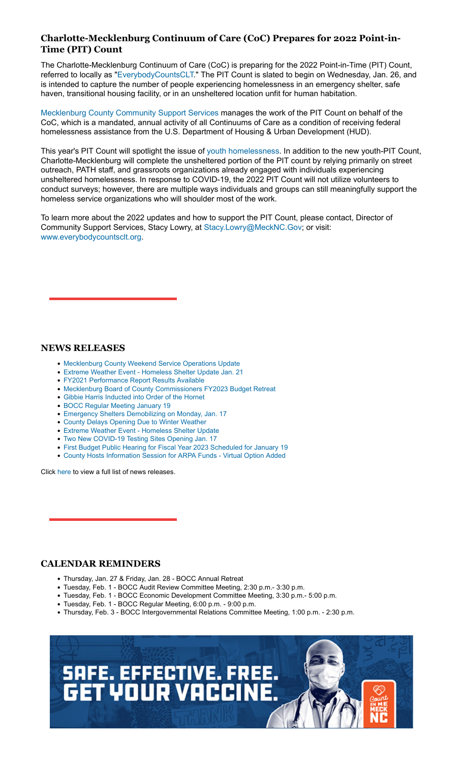## Charlotte-Mecklenburg Continuum of Care (CoC) Prepares for 2022 Point-in-Time (PIT) Count

The Charlotte-Mecklenburg Continuum of Care (CoC) is preparing for the 2022 Point-in-Time (PIT) Count, referred to locally as "EverybodyCountsCLT." The PIT Count is slated to begin on Wednesday, Jan. 26, and is intended to capture the number of people experiencing homelessness in an emergency shelter, safe haven, transitional housing facility, or in an unsheltered location unfit for human habitation.

Mecklenburg County Community Support Services manages the work of the PIT Count on behalf of the CoC, which is a mandated, annual activity of all Continuums of Care as a condition of receiving federal homelessness assistance from the U.S. Department of Housing & Urban Development (HUD).

This year's PIT Count will spotlight the issue of youth homelessness. In addition to the new youth-PIT Count, Charlotte-Mecklenburg will complete the unsheltered portion of the PIT count by relying primarily on street outreach, PATH staff, and grassroots organizations already engaged with individuals experiencing unsheltered homelessness. In response to COVID-19, the 2022 PIT Count will not utilize volunteers to conduct surveys; however, there are multiple ways individuals and groups can still meaningfully support the homeless service organizations who will shoulder most of the work.

To learn more about the 2022 updates and how to support the PIT Count, please contact, Director of Community Support Services, Stacy Lowry, at Stacy.Lowry@MeckNC.Gov; or visit: www.everybodycountsclt.org.

## NEWS RELEASES

- Mecklenburg County Weekend Service Operations Update
- Extreme Weather Event - Homeless Shelter Update Jan. 21
- FY2021 Performance Report Results Available
- Mecklenburg Board of County Commissioners FY2023 Budget Retreat
- Gibbie Harris Inducted into Order of the Hornet
- BOCC Regular Meeting January 19
- Emergency Shelters Demobilizing on Monday, Jan. 17
- County Delays Opening Due to Winter Weather
- Extreme Weather Event - Homeless Shelter Update
- Two New COVID-19 Testing Sites Opening Jan. 17
- First Budget Public Hearing for Fiscal Year 2023 Scheduled for January 19
- County Hosts Information Session for ARPA Funds - Virtual Option Added

Click here to view a full list of news releases.

## CALENDAR REMINDERS

- Thursday, Jan. 27 & Friday, Jan. 28 - BOCC Annual Retreat
- Tuesday, Feb. 1 - BOCC Audit Review Committee Meeting, 2:30 p.m.- 3:30 p.m.
- Tuesday, Feb. 1 - BOCC Economic Development Committee Meeting, 3:30 p.m.- 5:00 p.m.
- Tuesday, Feb. 1 - BOCC Regular Meeting, 6:00 p.m. - 9:00 p.m.
- Thursday, Feb. 3 - BOCC Intergovernmental Relations Committee Meeting, 1:00 p.m. - 2:30 p.m.

SAFE. EFFECTIVE. FREE.
GET YOUR VACCINE.

Count ON ME MECK NC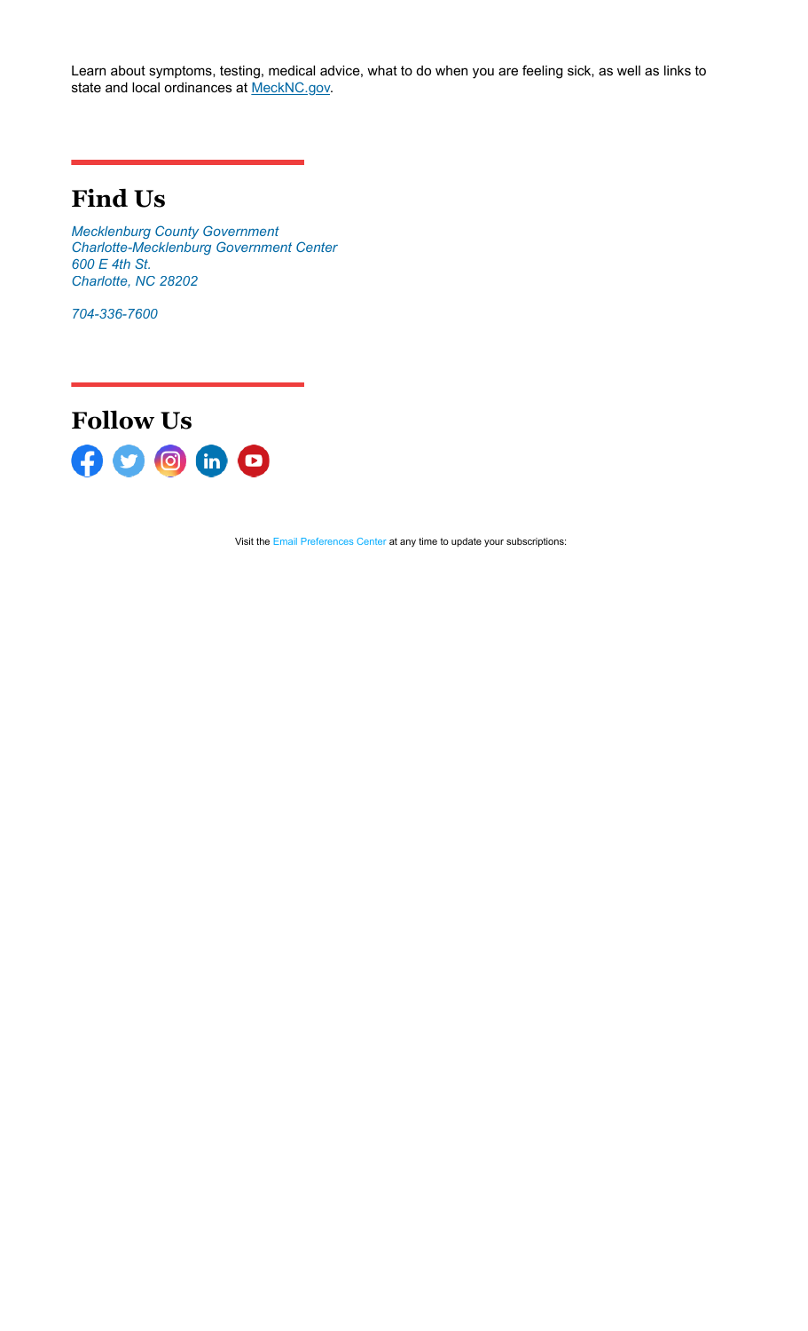Learn about symptoms, testing, medical advice, what to do when you are feeling sick, as well as links to state and local ordinances at MeckNC.gov.

## Find Us

*Mecklenburg County Government*
*Charlotte-Mecklenburg Government Center*
*600 E 4th St.*
*Charlotte, NC 28202*

*704-336-7600*

## Follow Us

Visit the Email Preferences Center at any time to update your subscriptions: